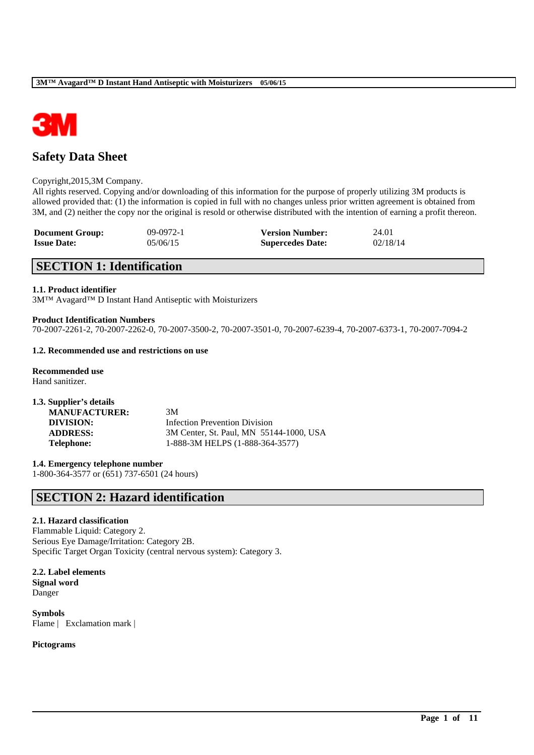# Safety Data Sheet

Copyright,2015,3M Company.
All rights reserved. Copying and/or downloading of this information for the purpose of properly utilizing 3M products is allowed provided that: (1) the information is copied in full with no changes unless prior written agreement is obtained from 3M, and (2) neither the copy nor the original is resold or otherwise distributed with the intention of earning a profit thereon.

| | | | |
|---|---|---|---|
| **Document Group:** | 09-0972-1 | **Version Number:** | 24.01 |
| **Issue Date:** | 05/06/15 | **Supercedes Date:** | 02/18/14 |

## SECTION 1: Identification

### 1.1. Product identifier

3M™ Avagard™ D Instant Hand Antiseptic with Moisturizers

**Product Identification Numbers**

70-2007-2261-2, 70-2007-2262-0, 70-2007-3500-2, 70-2007-3501-0, 70-2007-6239-4, 70-2007-6373-1, 70-2007-7094-2

### 1.2. Recommended use and restrictions on use

**Recommended use**

Hand sanitizer.

### 1.3. Supplier's details

| | |
|---|---|
| **MANUFACTURER:** | 3M |
| **DIVISION:** | Infection Prevention Division |
| **ADDRESS:** | 3M Center, St. Paul, MN 55144-1000, USA |
| **Telephone:** | 1-888-3M HELPS (1-888-364-3577) |

### 1.4. Emergency telephone number

1-800-364-3577 or (651) 737-6501 (24 hours)

## SECTION 2: Hazard identification

### 2.1. Hazard classification

Flammable Liquid: Category 2.
Serious Eye Damage/Irritation: Category 2B.
Specific Target Organ Toxicity (central nervous system): Category 3.

### 2.2. Label elements

**Signal word**

Danger

**Symbols**

Flame | Exclamation mark |

**Pictograms**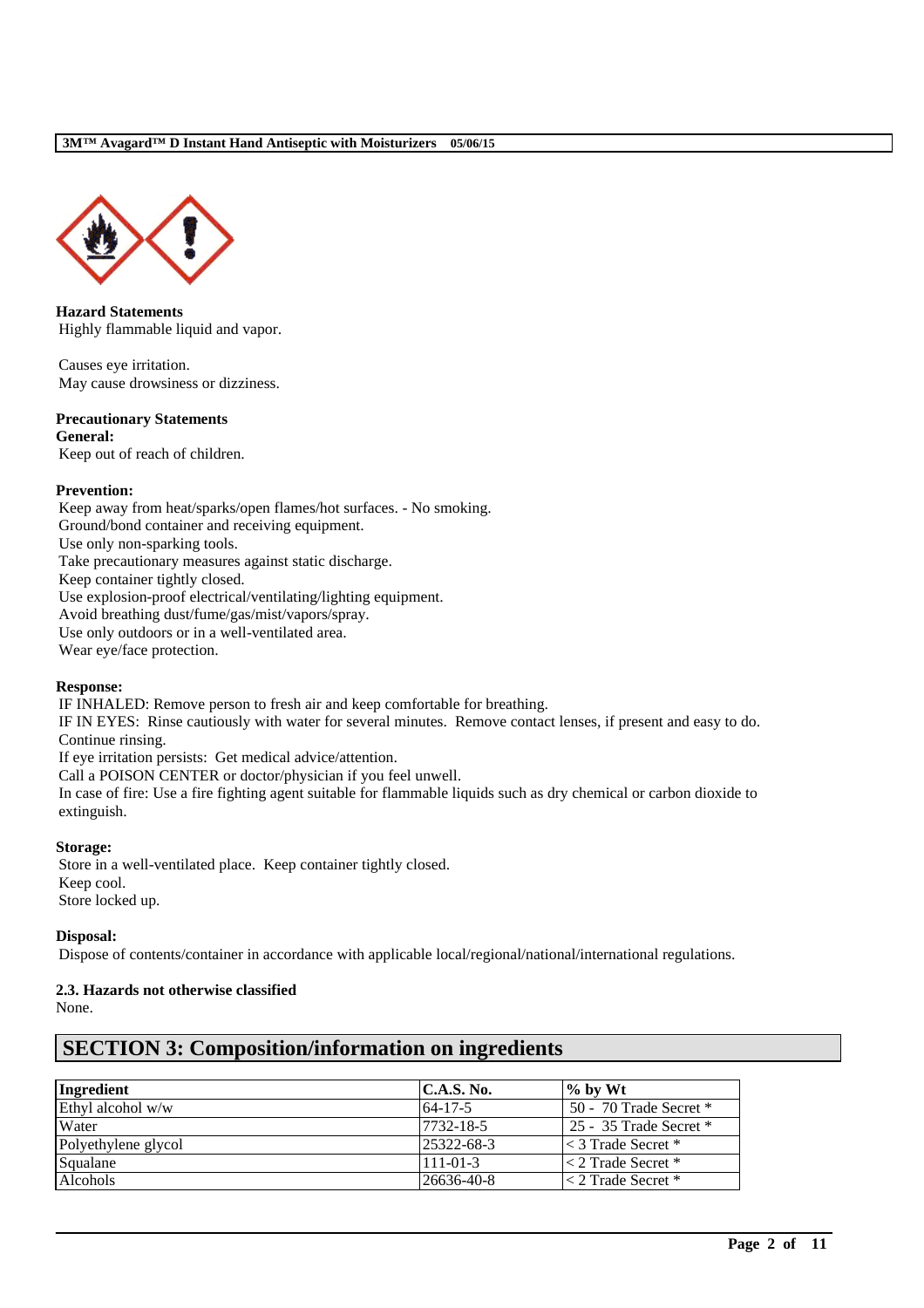**Hazard Statements**

Highly flammable liquid and vapor.

Causes eye irritation.
May cause drowsiness or dizziness.

**Precautionary Statements**

**General:**

Keep out of reach of children.

**Prevention:**

Keep away from heat/sparks/open flames/hot surfaces. - No smoking.
Ground/bond container and receiving equipment.
Use only non-sparking tools.
Take precautionary measures against static discharge.
Keep container tightly closed.
Use explosion-proof electrical/ventilating/lighting equipment.
Avoid breathing dust/fume/gas/mist/vapors/spray.
Use only outdoors or in a well-ventilated area.
Wear eye/face protection.

**Response:**

IF INHALED: Remove person to fresh air and keep comfortable for breathing.
IF IN EYES: Rinse cautiously with water for several minutes. Remove contact lenses, if present and easy to do. Continue rinsing.
If eye irritation persists: Get medical advice/attention.
Call a POISON CENTER or doctor/physician if you feel unwell.
In case of fire: Use a fire fighting agent suitable for flammable liquids such as dry chemical or carbon dioxide to extinguish.

**Storage:**

Store in a well-ventilated place. Keep container tightly closed.
Keep cool.
Store locked up.

**Disposal:**

Dispose of contents/container in accordance with applicable local/regional/national/international regulations.

### 2.3. Hazards not otherwise classified

None.

## SECTION 3: Composition/information on ingredients

| Ingredient | C.A.S. No. | % by Wt |
|---|---|---|
| Ethyl alcohol w/w | 64-17-5 | 50 - 70 Trade Secret * |
| Water | 7732-18-5 | 25 - 35 Trade Secret * |
| Polyethylene glycol | 25322-68-3 | < 3 Trade Secret * |
| Squalane | 111-01-3 | < 2 Trade Secret * |
| Alcohols | 26636-40-8 | < 2 Trade Secret * |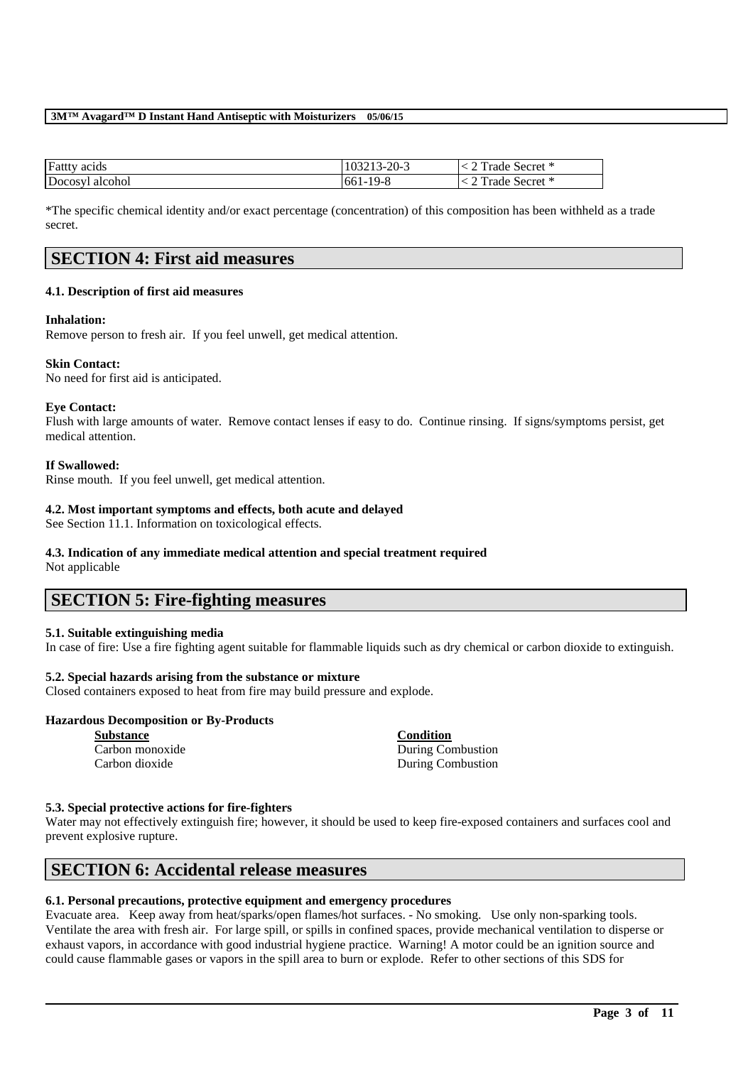| Fattty acids | 103213-20-3 | < 2 Trade Secret * |
|---|---|---|
| Docosyl alcohol | 661-19-8 | < 2 Trade Secret * |

*The specific chemical identity and/or exact percentage (concentration) of this composition has been withheld as a trade secret.

## SECTION 4: First aid measures

### 4.1. Description of first aid measures

**Inhalation:**
Remove person to fresh air. If you feel unwell, get medical attention.

**Skin Contact:**
No need for first aid is anticipated.

**Eye Contact:**
Flush with large amounts of water. Remove contact lenses if easy to do. Continue rinsing. If signs/symptoms persist, get medical attention.

**If Swallowed:**
Rinse mouth. If you feel unwell, get medical attention.

### 4.2. Most important symptoms and effects, both acute and delayed
See Section 11.1. Information on toxicological effects.

### 4.3. Indication of any immediate medical attention and special treatment required
Not applicable

## SECTION 5: Fire-fighting measures

### 5.1. Suitable extinguishing media
In case of fire: Use a fire fighting agent suitable for flammable liquids such as dry chemical or carbon dioxide to extinguish.

### 5.2. Special hazards arising from the substance or mixture
Closed containers exposed to heat from fire may build pressure and explode.

**Hazardous Decomposition or By-Products**

| Substance | Condition |
|---|---|
| Carbon monoxide | During Combustion |
| Carbon dioxide | During Combustion |

### 5.3. Special protective actions for fire-fighters
Water may not effectively extinguish fire; however, it should be used to keep fire-exposed containers and surfaces cool and prevent explosive rupture.

## SECTION 6: Accidental release measures

### 6.1. Personal precautions, protective equipment and emergency procedures
Evacuate area. Keep away from heat/sparks/open flames/hot surfaces. - No smoking. Use only non-sparking tools. Ventilate the area with fresh air. For large spill, or spills in confined spaces, provide mechanical ventilation to disperse or exhaust vapors, in accordance with good industrial hygiene practice. Warning! A motor could be an ignition source and could cause flammable gases or vapors in the spill area to burn or explode. Refer to other sections of this SDS for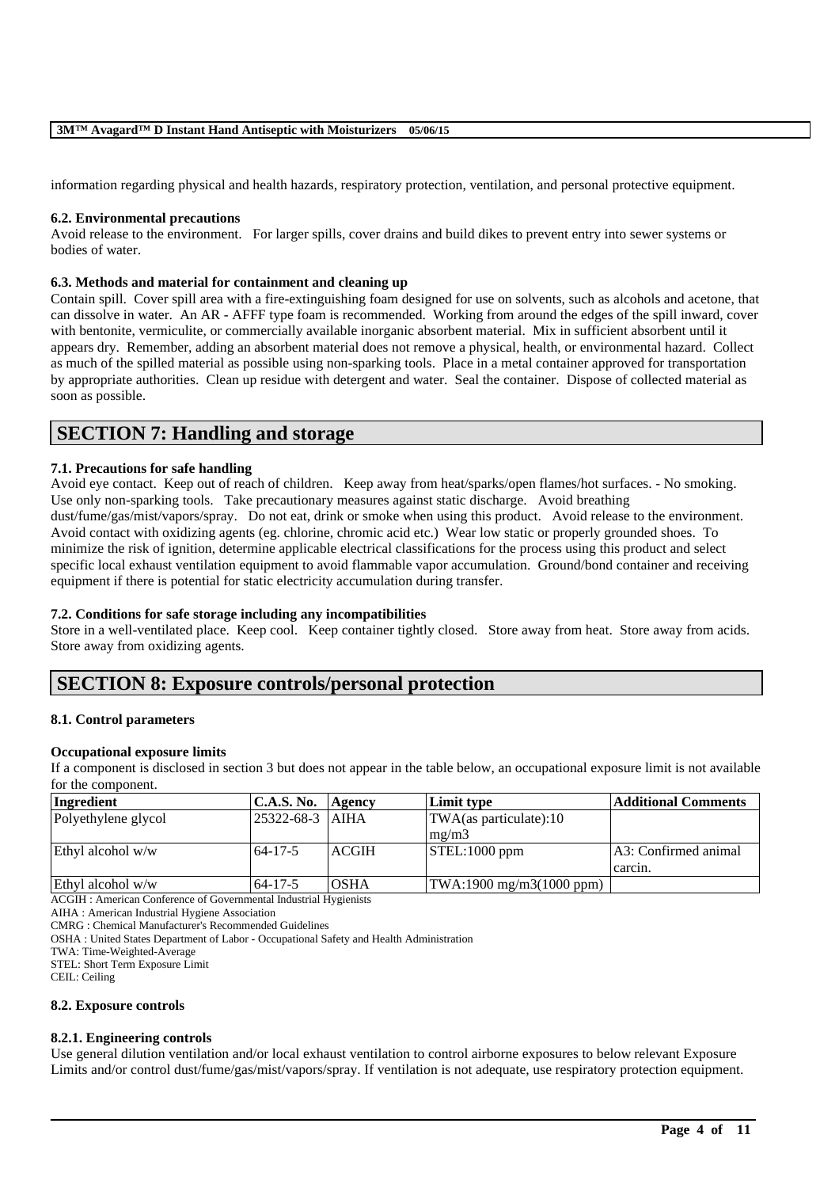information regarding physical and health hazards, respiratory protection, ventilation, and personal protective equipment.

### 6.2. Environmental precautions

Avoid release to the environment. For larger spills, cover drains and build dikes to prevent entry into sewer systems or bodies of water.

### 6.3. Methods and material for containment and cleaning up

Contain spill. Cover spill area with a fire-extinguishing foam designed for use on solvents, such as alcohols and acetone, that can dissolve in water. An AR - AFFF type foam is recommended. Working from around the edges of the spill inward, cover with bentonite, vermiculite, or commercially available inorganic absorbent material. Mix in sufficient absorbent until it appears dry. Remember, adding an absorbent material does not remove a physical, health, or environmental hazard. Collect as much of the spilled material as possible using non-sparking tools. Place in a metal container approved for transportation by appropriate authorities. Clean up residue with detergent and water. Seal the container. Dispose of collected material as soon as possible.

## SECTION 7: Handling and storage

### 7.1. Precautions for safe handling

Avoid eye contact. Keep out of reach of children. Keep away from heat/sparks/open flames/hot surfaces. - No smoking. Use only non-sparking tools. Take precautionary measures against static discharge. Avoid breathing dust/fume/gas/mist/vapors/spray. Do not eat, drink or smoke when using this product. Avoid release to the environment. Avoid contact with oxidizing agents (eg. chlorine, chromic acid etc.) Wear low static or properly grounded shoes. To minimize the risk of ignition, determine applicable electrical classifications for the process using this product and select specific local exhaust ventilation equipment to avoid flammable vapor accumulation. Ground/bond container and receiving equipment if there is potential for static electricity accumulation during transfer.

### 7.2. Conditions for safe storage including any incompatibilities

Store in a well-ventilated place. Keep cool. Keep container tightly closed. Store away from heat. Store away from acids. Store away from oxidizing agents.

## SECTION 8: Exposure controls/personal protection

### 8.1. Control parameters

**Occupational exposure limits**

If a component is disclosed in section 3 but does not appear in the table below, an occupational exposure limit is not available for the component.

| Ingredient | C.A.S. No. | Agency | Limit type | Additional Comments |
|---|---|---|---|---|
| Polyethylene glycol | 25322-68-3 | AIHA | TWA(as particulate):10 mg/m3 | |
| Ethyl alcohol w/w | 64-17-5 | ACGIH | STEL:1000 ppm | A3: Confirmed animal carcin. |
| Ethyl alcohol w/w | 64-17-5 | OSHA | TWA:1900 mg/m3(1000 ppm) | |

ACGIH : American Conference of Governmental Industrial Hygienists
AIHA : American Industrial Hygiene Association
CMRG : Chemical Manufacturer's Recommended Guidelines
OSHA : United States Department of Labor - Occupational Safety and Health Administration
TWA: Time-Weighted-Average
STEL: Short Term Exposure Limit
CEIL: Ceiling

### 8.2. Exposure controls

#### 8.2.1. Engineering controls

Use general dilution ventilation and/or local exhaust ventilation to control airborne exposures to below relevant Exposure Limits and/or control dust/fume/gas/mist/vapors/spray. If ventilation is not adequate, use respiratory protection equipment.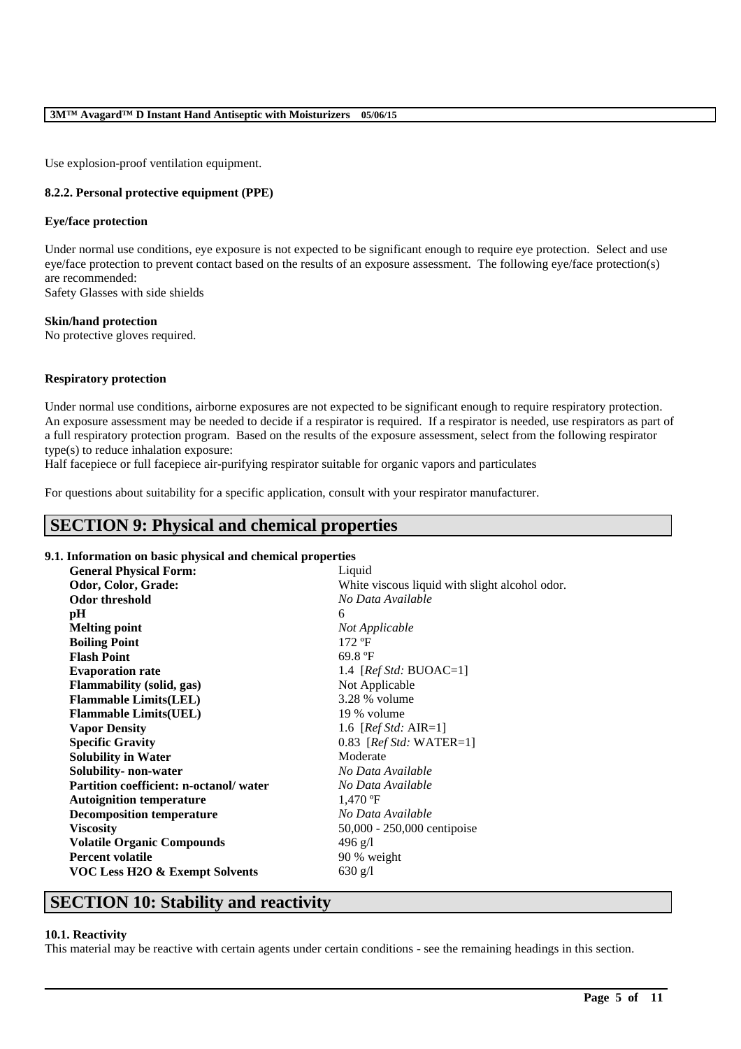Use explosion-proof ventilation equipment.

### 8.2.2. Personal protective equipment (PPE)

**Eye/face protection**

Under normal use conditions, eye exposure is not expected to be significant enough to require eye protection. Select and use eye/face protection to prevent contact based on the results of an exposure assessment. The following eye/face protection(s) are recommended:
Safety Glasses with side shields

**Skin/hand protection**
No protective gloves required.

**Respiratory protection**

Under normal use conditions, airborne exposures are not expected to be significant enough to require respiratory protection. An exposure assessment may be needed to decide if a respirator is required. If a respirator is needed, use respirators as part of a full respiratory protection program. Based on the results of the exposure assessment, select from the following respirator type(s) to reduce inhalation exposure:
Half facepiece or full facepiece air-purifying respirator suitable for organic vapors and particulates

For questions about suitability for a specific application, consult with your respirator manufacturer.

## SECTION 9: Physical and chemical properties

### 9.1. Information on basic physical and chemical properties

| | |
|---|---|
| **General Physical Form:** | Liquid |
| **Odor, Color, Grade:** | White viscous liquid with slight alcohol odor. |
| **Odor threshold** | *No Data Available* |
| **pH** | 6 |
| **Melting point** | *Not Applicable* |
| **Boiling Point** | 172 ºF |
| **Flash Point** | 69.8 ºF |
| **Evaporation rate** | 1.4 [*Ref Std:* BUOAC=1] |
| **Flammability (solid, gas)** | Not Applicable |
| **Flammable Limits(LEL)** | 3.28 % volume |
| **Flammable Limits(UEL)** | 19 % volume |
| **Vapor Density** | 1.6 [*Ref Std:* AIR=1] |
| **Specific Gravity** | 0.83 [*Ref Std:* WATER=1] |
| **Solubility in Water** | Moderate |
| **Solubility- non-water** | *No Data Available* |
| **Partition coefficient: n-octanol/ water** | *No Data Available* |
| **Autoignition temperature** | 1,470 ºF |
| **Decomposition temperature** | *No Data Available* |
| **Viscosity** | 50,000 - 250,000 centipoise |
| **Volatile Organic Compounds** | 496 g/l |
| **Percent volatile** | 90 % weight |
| **VOC Less H2O & Exempt Solvents** | 630 g/l |

## SECTION 10: Stability and reactivity

### 10.1. Reactivity
This material may be reactive with certain agents under certain conditions - see the remaining headings in this section.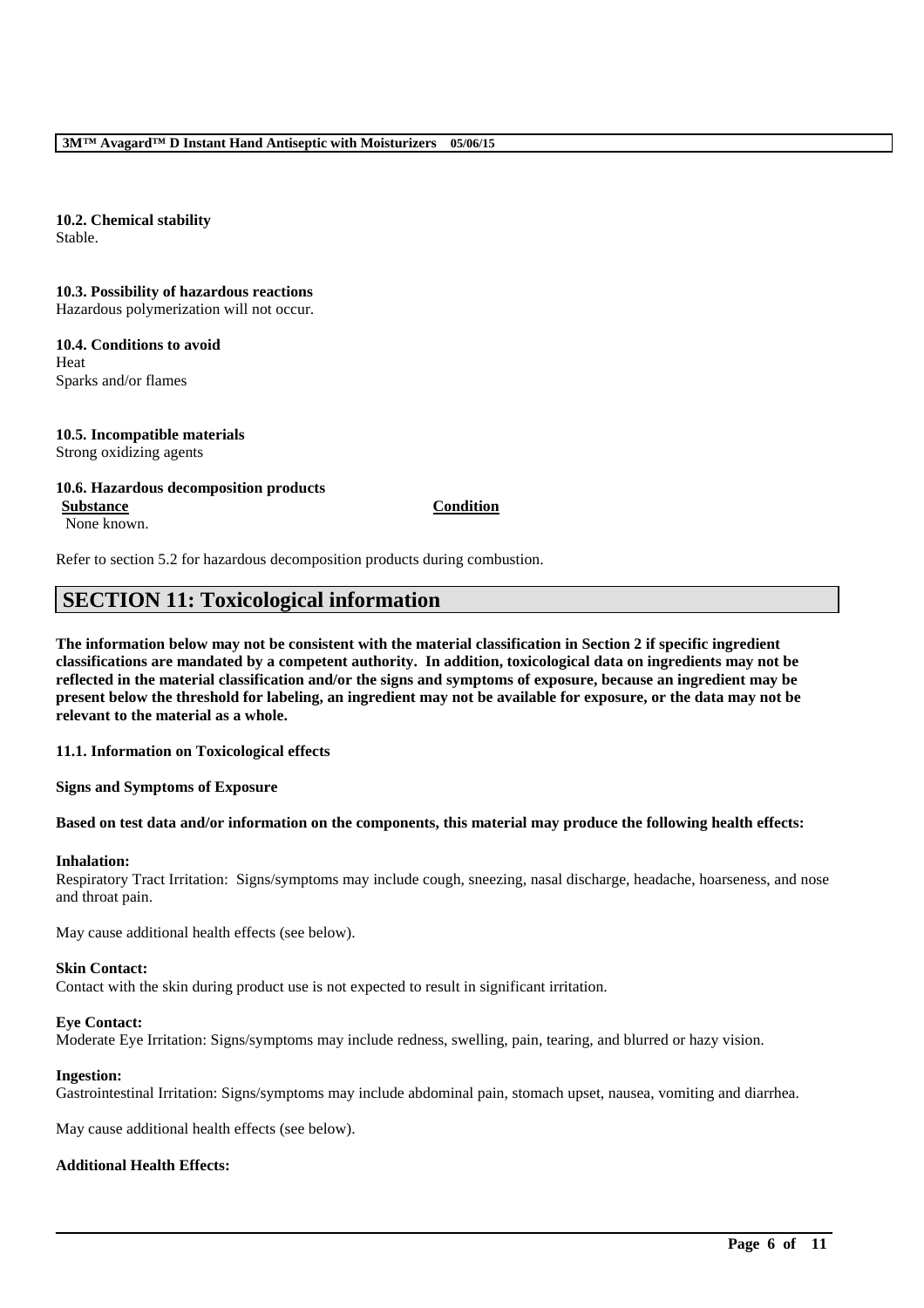**10.2. Chemical stability**
Stable.

**10.3. Possibility of hazardous reactions**
Hazardous polymerization will not occur.

**10.4. Conditions to avoid**
Heat
Sparks and/or flames

**10.5. Incompatible materials**
Strong oxidizing agents

**10.6. Hazardous decomposition products**

| **Substance** | **Condition** |
| --- | --- |
| None known. | |

Refer to section 5.2 for hazardous decomposition products during combustion.

## SECTION 11: Toxicological information

**The information below may not be consistent with the material classification in Section 2 if specific ingredient classifications are mandated by a competent authority. In addition, toxicological data on ingredients may not be reflected in the material classification and/or the signs and symptoms of exposure, because an ingredient may be present below the threshold for labeling, an ingredient may not be available for exposure, or the data may not be relevant to the material as a whole.**

**11.1. Information on Toxicological effects**

**Signs and Symptoms of Exposure**

**Based on test data and/or information on the components, this material may produce the following health effects:**

**Inhalation:**
Respiratory Tract Irritation: Signs/symptoms may include cough, sneezing, nasal discharge, headache, hoarseness, and nose and throat pain.

May cause additional health effects (see below).

**Skin Contact:**
Contact with the skin during product use is not expected to result in significant irritation.

**Eye Contact:**
Moderate Eye Irritation: Signs/symptoms may include redness, swelling, pain, tearing, and blurred or hazy vision.

**Ingestion:**
Gastrointestinal Irritation: Signs/symptoms may include abdominal pain, stomach upset, nausea, vomiting and diarrhea.

May cause additional health effects (see below).

**Additional Health Effects:**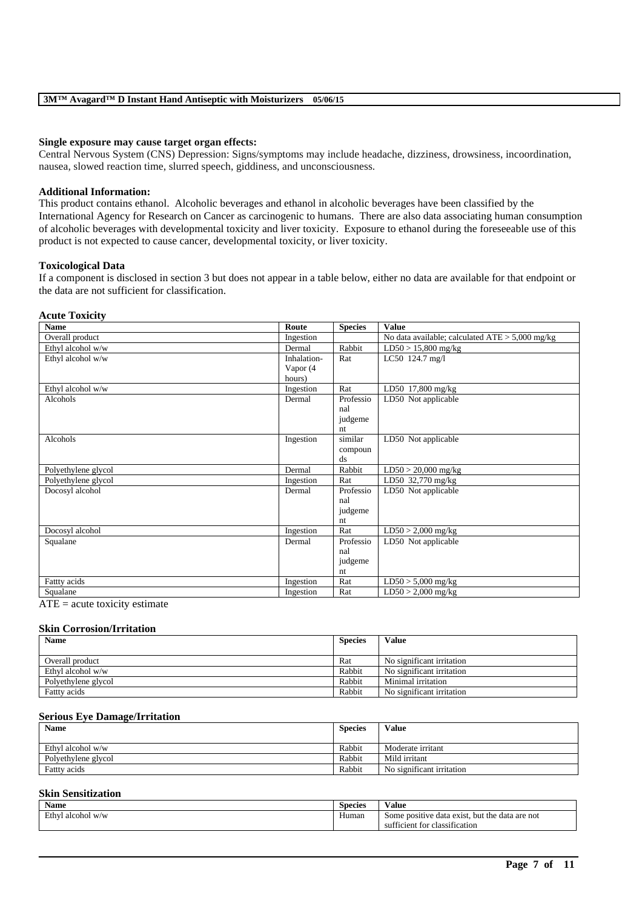**Single exposure may cause target organ effects:**
Central Nervous System (CNS) Depression: Signs/symptoms may include headache, dizziness, drowsiness, incoordination, nausea, slowed reaction time, slurred speech, giddiness, and unconsciousness.

**Additional Information:**
This product contains ethanol. Alcoholic beverages and ethanol in alcoholic beverages have been classified by the International Agency for Research on Cancer as carcinogenic to humans. There are also data associating human consumption of alcoholic beverages with developmental toxicity and liver toxicity. Exposure to ethanol during the foreseeable use of this product is not expected to cause cancer, developmental toxicity, or liver toxicity.

**Toxicological Data**
If a component is disclosed in section 3 but does not appear in a table below, either no data are available for that endpoint or the data are not sufficient for classification.

**Acute Toxicity**

| Name | Route | Species | Value |
|---|---|---|---|
| Overall product | Ingestion | | No data available; calculated ATE > 5,000 mg/kg |
| Ethyl alcohol w/w | Dermal | Rabbit | LD50 > 15,800 mg/kg |
| Ethyl alcohol w/w | Inhalation-Vapor (4 hours) | Rat | LC50 124.7 mg/l |
| Ethyl alcohol w/w | Ingestion | Rat | LD50 17,800 mg/kg |
| Alcohols | Dermal | Professional judgement | LD50 Not applicable |
| Alcohols | Ingestion | similar compounds | LD50 Not applicable |
| Polyethylene glycol | Dermal | Rabbit | LD50 > 20,000 mg/kg |
| Polyethylene glycol | Ingestion | Rat | LD50 32,770 mg/kg |
| Docosyl alcohol | Dermal | Professional judgement | LD50 Not applicable |
| Docosyl alcohol | Ingestion | Rat | LD50 > 2,000 mg/kg |
| Squalane | Dermal | Professional judgement | LD50 Not applicable |
| Fattty acids | Ingestion | Rat | LD50 > 5,000 mg/kg |
| Squalane | Ingestion | Rat | LD50 > 2,000 mg/kg |

ATE = acute toxicity estimate

**Skin Corrosion/Irritation**

| Name | Species | Value |
|---|---|---|
| Overall product | Rat | No significant irritation |
| Ethyl alcohol w/w | Rabbit | No significant irritation |
| Polyethylene glycol | Rabbit | Minimal irritation |
| Fattty acids | Rabbit | No significant irritation |

**Serious Eye Damage/Irritation**

| Name | Species | Value |
|---|---|---|
| Ethyl alcohol w/w | Rabbit | Moderate irritant |
| Polyethylene glycol | Rabbit | Mild irritant |
| Fattty acids | Rabbit | No significant irritation |

**Skin Sensitization**

| Name | Species | Value |
|---|---|---|
| Ethyl alcohol w/w | Human | Some positive data exist, but the data are not sufficient for classification |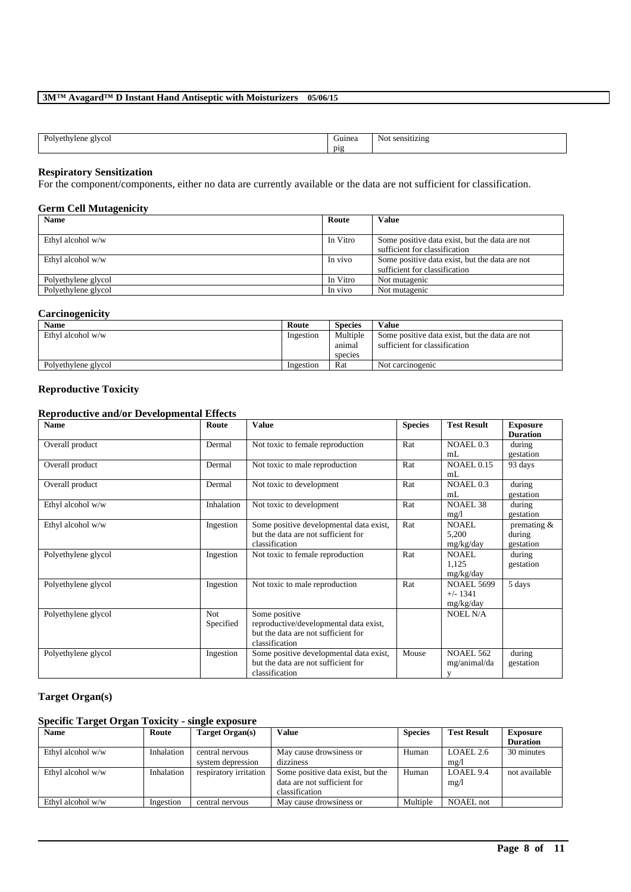| Polyethylene glycol | Guinea pig | Not sensitizing |
|---|---|---|

### Respiratory Sensitization

For the component/components, either no data are currently available or the data are not sufficient for classification.

### Germ Cell Mutagenicity

| Name | Route | Value |
|---|---|---|
| Ethyl alcohol w/w | In Vitro | Some positive data exist, but the data are not sufficient for classification |
| Ethyl alcohol w/w | In vivo | Some positive data exist, but the data are not sufficient for classification |
| Polyethylene glycol | In Vitro | Not mutagenic |
| Polyethylene glycol | In vivo | Not mutagenic |

### Carcinogenicity

| Name | Route | Species | Value |
|---|---|---|---|
| Ethyl alcohol w/w | Ingestion | Multiple animal species | Some positive data exist, but the data are not sufficient for classification |
| Polyethylene glycol | Ingestion | Rat | Not carcinogenic |

### Reproductive Toxicity

### Reproductive and/or Developmental Effects

| Name | Route | Value | Species | Test Result | Exposure Duration |
|---|---|---|---|---|---|
| Overall product | Dermal | Not toxic to female reproduction | Rat | NOAEL 0.3 mL | during gestation |
| Overall product | Dermal | Not toxic to male reproduction | Rat | NOAEL 0.15 mL | 93 days |
| Overall product | Dermal | Not toxic to development | Rat | NOAEL 0.3 mL | during gestation |
| Ethyl alcohol w/w | Inhalation | Not toxic to development | Rat | NOAEL 38 mg/l | during gestation |
| Ethyl alcohol w/w | Ingestion | Some positive developmental data exist, but the data are not sufficient for classification | Rat | NOAEL 5,200 mg/kg/day | premating & during gestation |
| Polyethylene glycol | Ingestion | Not toxic to female reproduction | Rat | NOAEL 1,125 mg/kg/day | during gestation |
| Polyethylene glycol | Ingestion | Not toxic to male reproduction | Rat | NOAEL 5699 +/- 1341 mg/kg/day | 5 days |
| Polyethylene glycol | Not Specified | Some positive reproductive/developmental data exist, but the data are not sufficient for classification | | NOEL N/A | |
| Polyethylene glycol | Ingestion | Some positive developmental data exist, but the data are not sufficient for classification | Mouse | NOAEL 562 mg/animal/day | during gestation |

### Target Organ(s)

### Specific Target Organ Toxicity - single exposure

| Name | Route | Target Organ(s) | Value | Species | Test Result | Exposure Duration |
|---|---|---|---|---|---|---|
| Ethyl alcohol w/w | Inhalation | central nervous system depression | May cause drowsiness or dizziness | Human | LOAEL 2.6 mg/l | 30 minutes |
| Ethyl alcohol w/w | Inhalation | respiratory irritation | Some positive data exist, but the data are not sufficient for classification | Human | LOAEL 9.4 mg/l | not available |
| Ethyl alcohol w/w | Ingestion | central nervous | May cause drowsiness or | Multiple | NOAEL not | |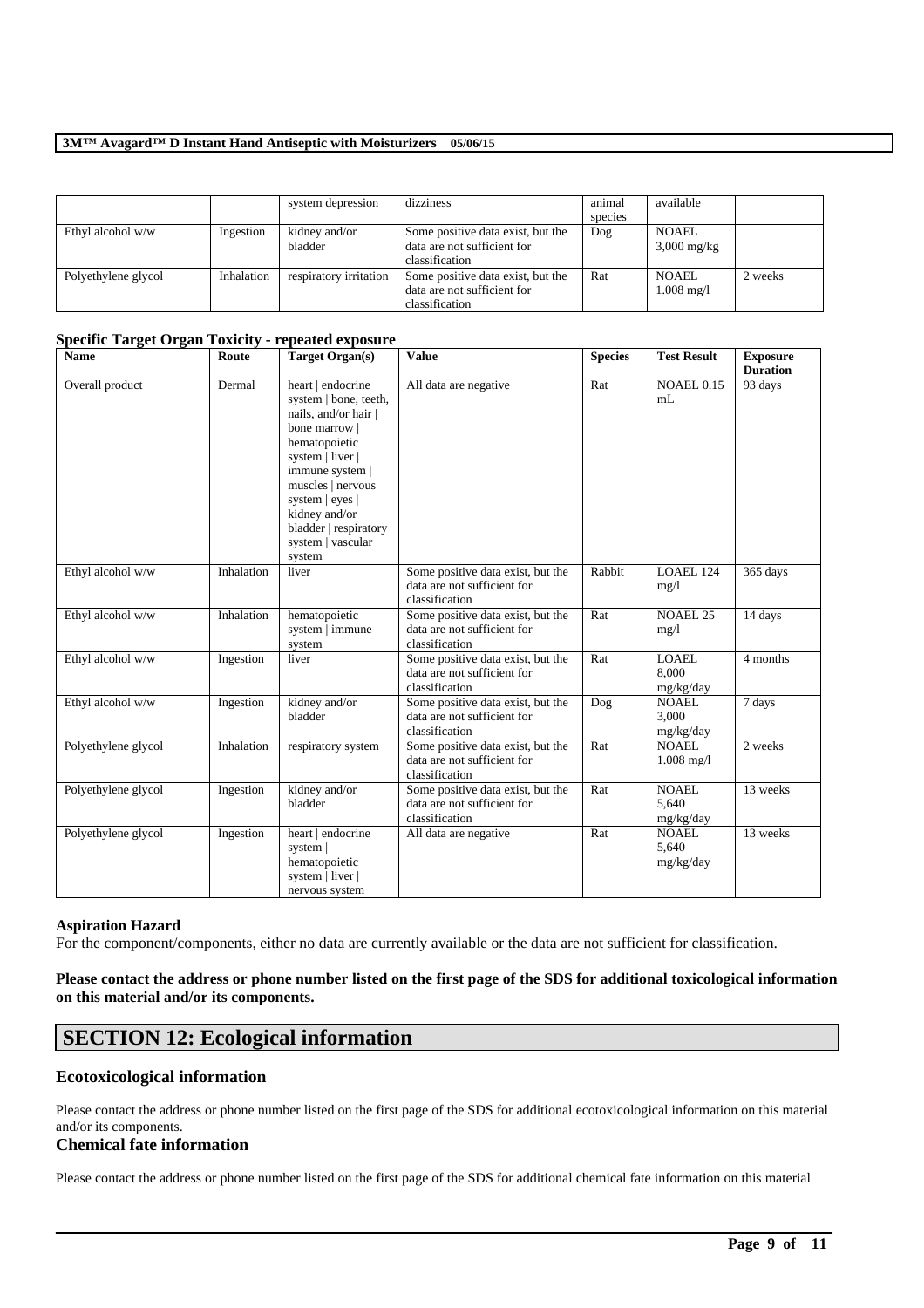| | | system depression | dizziness | animal species | available | |
|---|---|---|---|---|---|---|
| Ethyl alcohol w/w | Ingestion | kidney and/or bladder | Some positive data exist, but the data are not sufficient for classification | Dog | NOAEL 3,000 mg/kg | |
| Polyethylene glycol | Inhalation | respiratory irritation | Some positive data exist, but the data are not sufficient for classification | Rat | NOAEL 1.008 mg/l | 2 weeks |

**Specific Target Organ Toxicity - repeated exposure**

| Name | Route | Target Organ(s) | Value | Species | Test Result | Exposure Duration |
|---|---|---|---|---|---|---|
| Overall product | Dermal | heart \| endocrine system \| bone, teeth, nails, and/or hair \| bone marrow \| hematopoietic system \| liver \| immune system \| muscles \| nervous system \| eyes \| kidney and/or bladder \| respiratory system \| vascular system | All data are negative | Rat | NOAEL 0.15 mL | 93 days |
| Ethyl alcohol w/w | Inhalation | liver | Some positive data exist, but the data are not sufficient for classification | Rabbit | LOAEL 124 mg/l | 365 days |
| Ethyl alcohol w/w | Inhalation | hematopoietic system \| immune system | Some positive data exist, but the data are not sufficient for classification | Rat | NOAEL 25 mg/l | 14 days |
| Ethyl alcohol w/w | Ingestion | liver | Some positive data exist, but the data are not sufficient for classification | Rat | LOAEL 8,000 mg/kg/day | 4 months |
| Ethyl alcohol w/w | Ingestion | kidney and/or bladder | Some positive data exist, but the data are not sufficient for classification | Dog | NOAEL 3,000 mg/kg/day | 7 days |
| Polyethylene glycol | Inhalation | respiratory system | Some positive data exist, but the data are not sufficient for classification | Rat | NOAEL 1.008 mg/l | 2 weeks |
| Polyethylene glycol | Ingestion | kidney and/or bladder | Some positive data exist, but the data are not sufficient for classification | Rat | NOAEL 5,640 mg/kg/day | 13 weeks |
| Polyethylene glycol | Ingestion | heart \| endocrine system \| hematopoietic system \| liver \| nervous system | All data are negative | Rat | NOAEL 5,640 mg/kg/day | 13 weeks |

**Aspiration Hazard**

For the component/components, either no data are currently available or the data are not sufficient for classification.

**Please contact the address or phone number listed on the first page of the SDS for additional toxicological information on this material and/or its components.**

# SECTION 12: Ecological information

## Ecotoxicological information

Please contact the address or phone number listed on the first page of the SDS for additional ecotoxicological information on this material and/or its components.

## Chemical fate information

Please contact the address or phone number listed on the first page of the SDS for additional chemical fate information on this material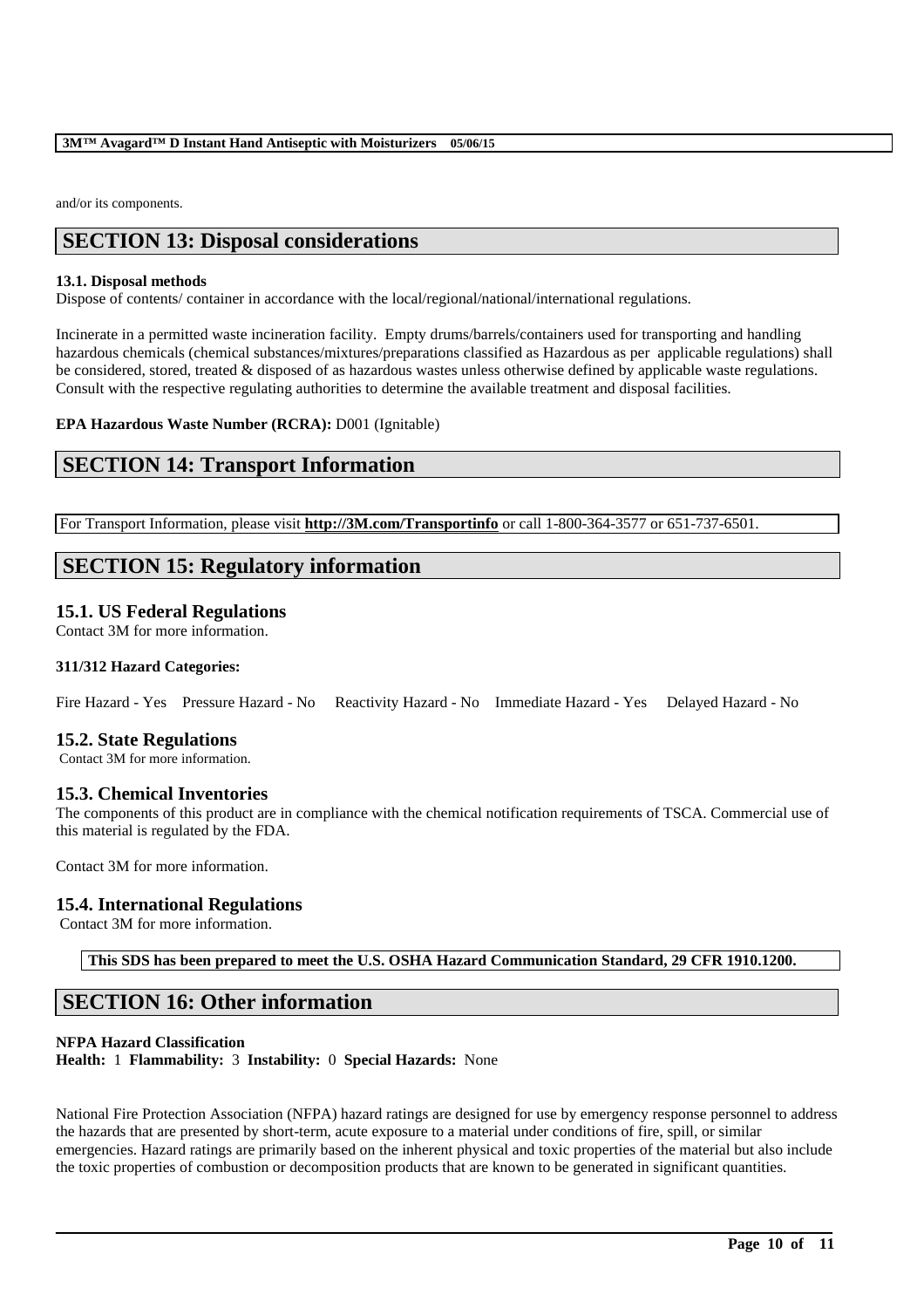and/or its components.

## SECTION 13: Disposal considerations

**13.1. Disposal methods**
Dispose of contents/ container in accordance with the local/regional/national/international regulations.

Incinerate in a permitted waste incineration facility. Empty drums/barrels/containers used for transporting and handling hazardous chemicals (chemical substances/mixtures/preparations classified as Hazardous as per applicable regulations) shall be considered, stored, treated & disposed of as hazardous wastes unless otherwise defined by applicable waste regulations. Consult with the respective regulating authorities to determine the available treatment and disposal facilities.

**EPA Hazardous Waste Number (RCRA):** D001 (Ignitable)

## SECTION 14: Transport Information

For Transport Information, please visit **http://3M.com/Transportinfo** or call 1-800-364-3577 or 651-737-6501.

## SECTION 15: Regulatory information

### 15.1. US Federal Regulations

Contact 3M for more information.

**311/312 Hazard Categories:**

Fire Hazard - Yes Pressure Hazard - No Reactivity Hazard - No Immediate Hazard - Yes Delayed Hazard - No

### 15.2. State Regulations

Contact 3M for more information.

### 15.3. Chemical Inventories

The components of this product are in compliance with the chemical notification requirements of TSCA. Commercial use of this material is regulated by the FDA.

Contact 3M for more information.

### 15.4. International Regulations

Contact 3M for more information.

**This SDS has been prepared to meet the U.S. OSHA Hazard Communication Standard, 29 CFR 1910.1200.**

## SECTION 16: Other information

**NFPA Hazard Classification**
**Health:** 1 **Flammability:** 3 **Instability:** 0 **Special Hazards:** None

National Fire Protection Association (NFPA) hazard ratings are designed for use by emergency response personnel to address the hazards that are presented by short-term, acute exposure to a material under conditions of fire, spill, or similar emergencies. Hazard ratings are primarily based on the inherent physical and toxic properties of the material but also include the toxic properties of combustion or decomposition products that are known to be generated in significant quantities.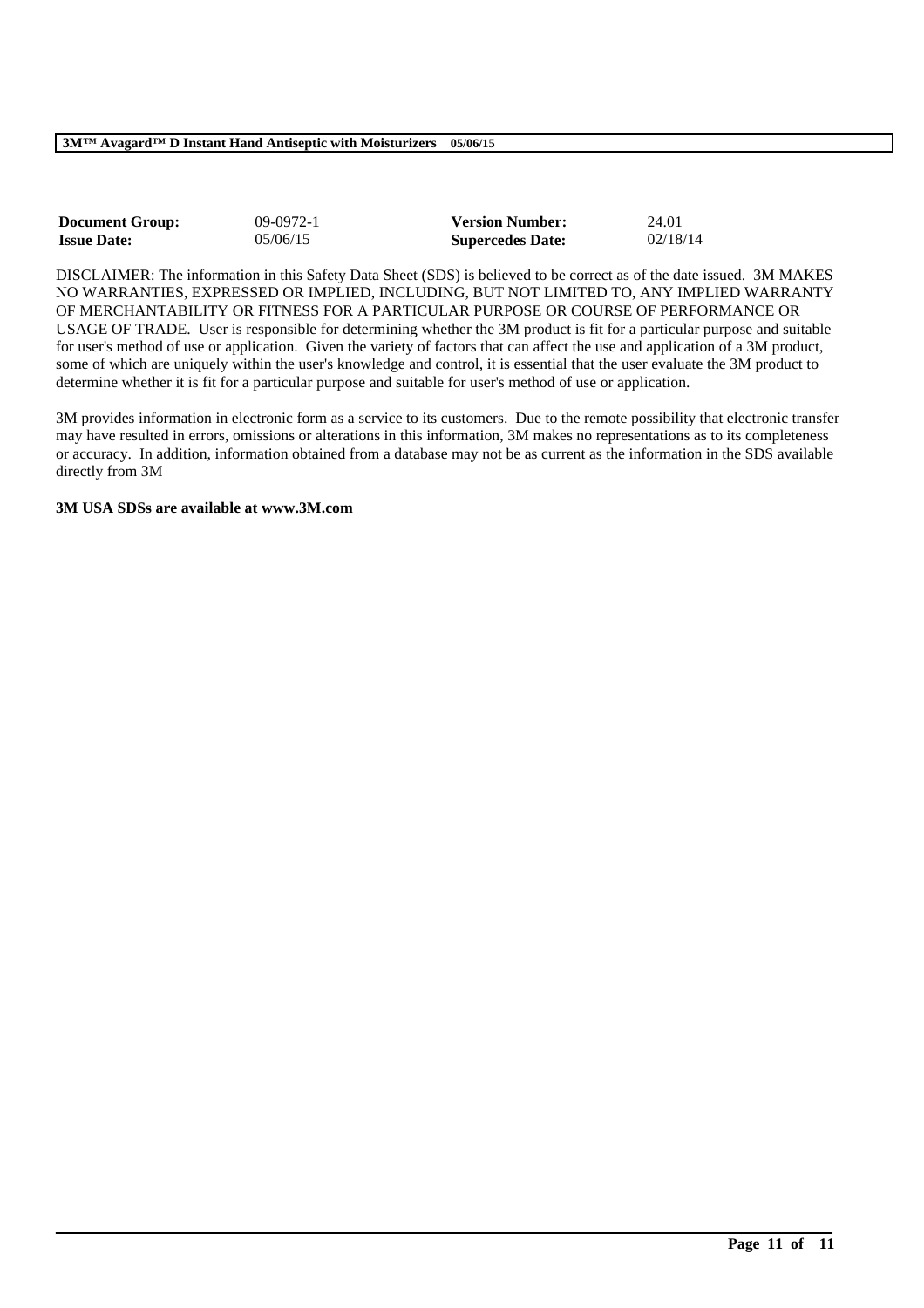| | | | |
|---|---|---|---|
| **Document Group:** | 09-0972-1 | **Version Number:** | 24.01 |
| **Issue Date:** | 05/06/15 | **Supercedes Date:** | 02/18/14 |

DISCLAIMER: The information in this Safety Data Sheet (SDS) is believed to be correct as of the date issued. 3M MAKES NO WARRANTIES, EXPRESSED OR IMPLIED, INCLUDING, BUT NOT LIMITED TO, ANY IMPLIED WARRANTY OF MERCHANTABILITY OR FITNESS FOR A PARTICULAR PURPOSE OR COURSE OF PERFORMANCE OR USAGE OF TRADE. User is responsible for determining whether the 3M product is fit for a particular purpose and suitable for user's method of use or application. Given the variety of factors that can affect the use and application of a 3M product, some of which are uniquely within the user's knowledge and control, it is essential that the user evaluate the 3M product to determine whether it is fit for a particular purpose and suitable for user's method of use or application.

3M provides information in electronic form as a service to its customers. Due to the remote possibility that electronic transfer may have resulted in errors, omissions or alterations in this information, 3M makes no representations as to its completeness or accuracy. In addition, information obtained from a database may not be as current as the information in the SDS available directly from 3M

**3M USA SDSs are available at www.3M.com**